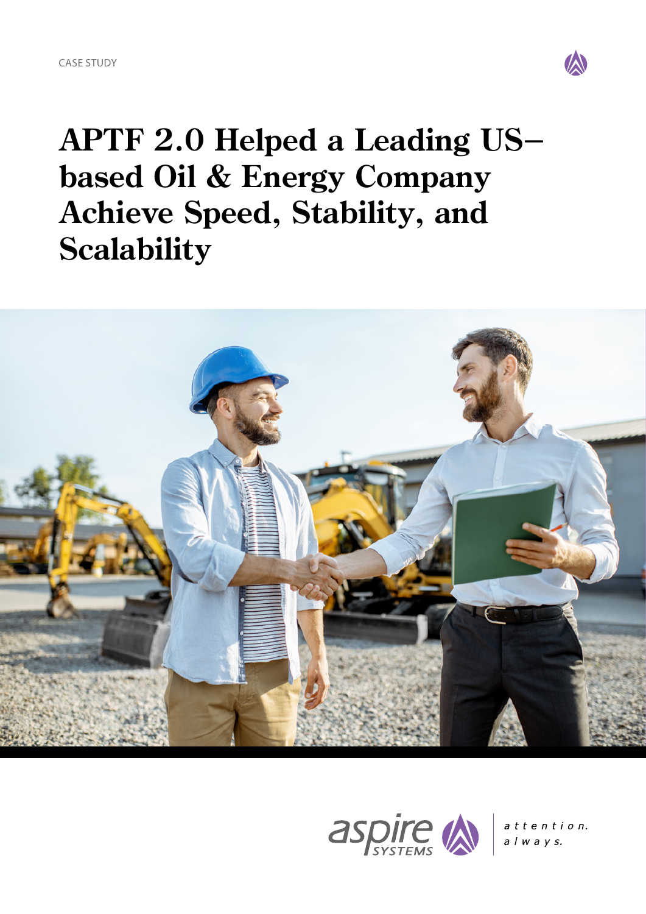CASE STUDY

# APTF 2.0 Helped a Leading US-based Oil & Energy Company Achieve Speed, Stability, and Scalability

aspire SYSTEMS

attention. always.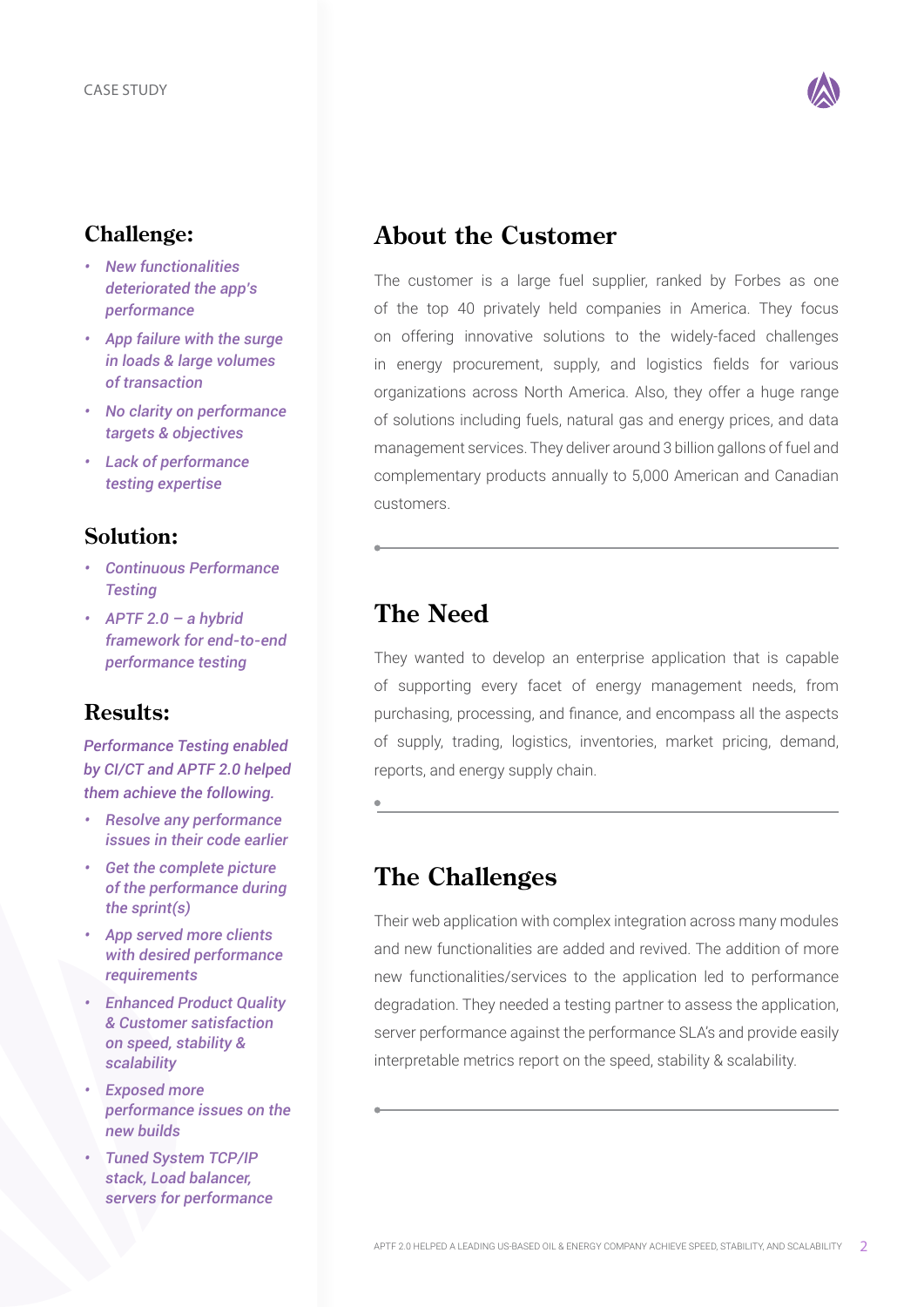## Challenge:

- *New functionalities deteriorated the app's performance*
- *App failure with the surge in loads & large volumes of transaction*
- *No clarity on performance targets & objectives*
- *Lack of performance testing expertise*

## Solution:

- *Continuous Performance Testing*
- *APTF 2.0 – a hybrid framework for end-to-end performance testing*

## Results:

*Performance Testing enabled by CI/CT and APTF 2.0 helped them achieve the following.*

- *Resolve any performance issues in their code earlier*
- *Get the complete picture of the performance during the sprint(s)*
- *App served more clients with desired performance requirements*
- *Enhanced Product Quality & Customer satisfaction on speed, stability & scalability*
- *Exposed more performance issues on the new builds*
- *Tuned System TCP/IP stack, Load balancer, servers for performance*

## About the Customer

The customer is a large fuel supplier, ranked by Forbes as one of the top 40 privately held companies in America. They focus on offering innovative solutions to the widely-faced challenges in energy procurement, supply, and logistics fields for various organizations across North America. Also, they offer a huge range of solutions including fuels, natural gas and energy prices, and data management services. They deliver around 3 billion gallons of fuel and complementary products annually to 5,000 American and Canadian customers.

## The Need

They wanted to develop an enterprise application that is capable of supporting every facet of energy management needs, from purchasing, processing, and finance, and encompass all the aspects of supply, trading, logistics, inventories, market pricing, demand, reports, and energy supply chain.

## The Challenges

Their web application with complex integration across many modules and new functionalities are added and revived. The addition of more new functionalities/services to the application led to performance degradation. They needed a testing partner to assess the application, server performance against the performance SLA's and provide easily interpretable metrics report on the speed, stability & scalability.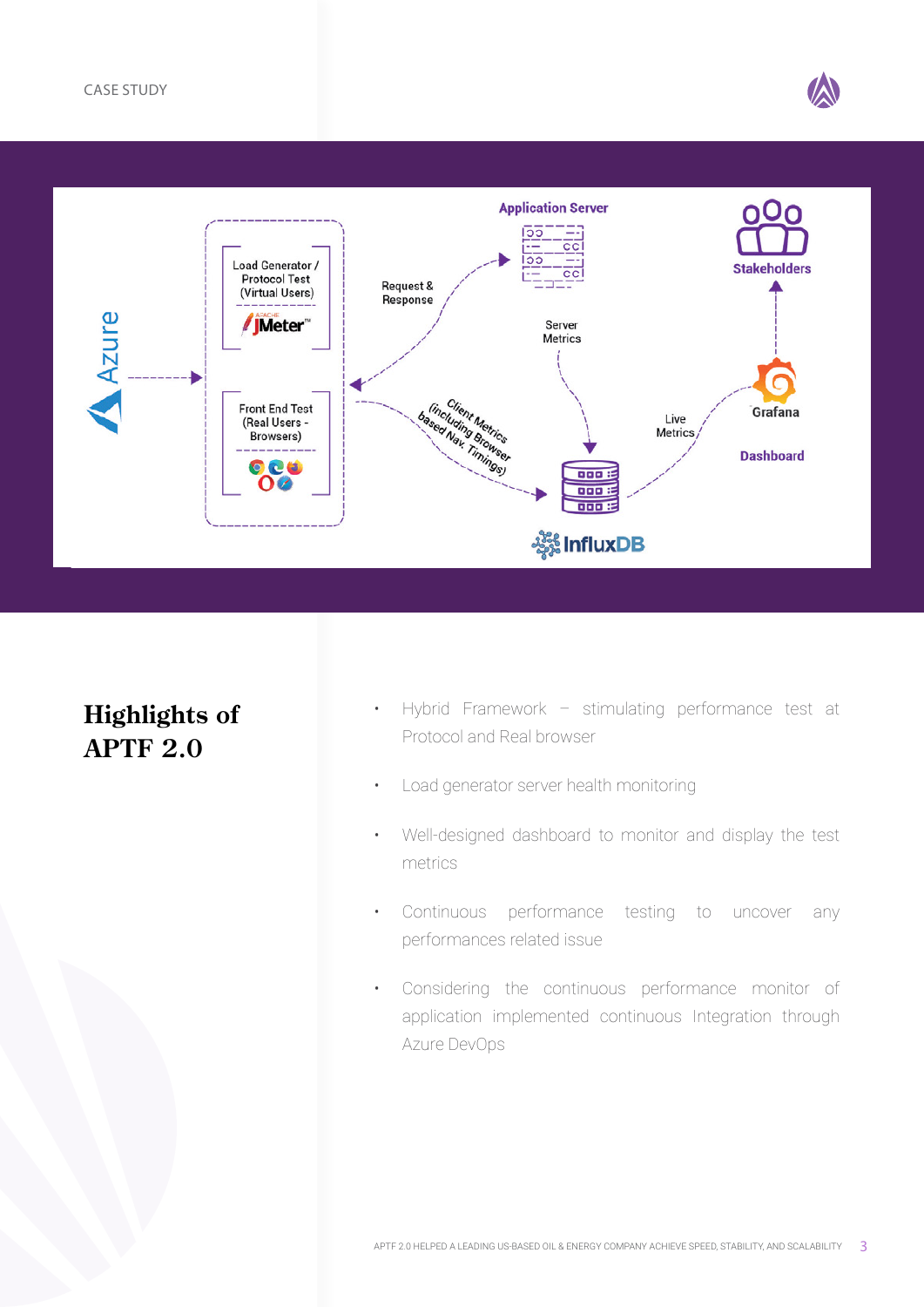## Highlights of APTF 2.0

- Hybrid Framework – stimulating performance test at Protocol and Real browser
- Load generator server health monitoring
- Well-designed dashboard to monitor and display the test metrics
- Continuous performance testing to uncover any performances related issue
- Considering the continuous performance monitor of application implemented continuous Integration through Azure DevOps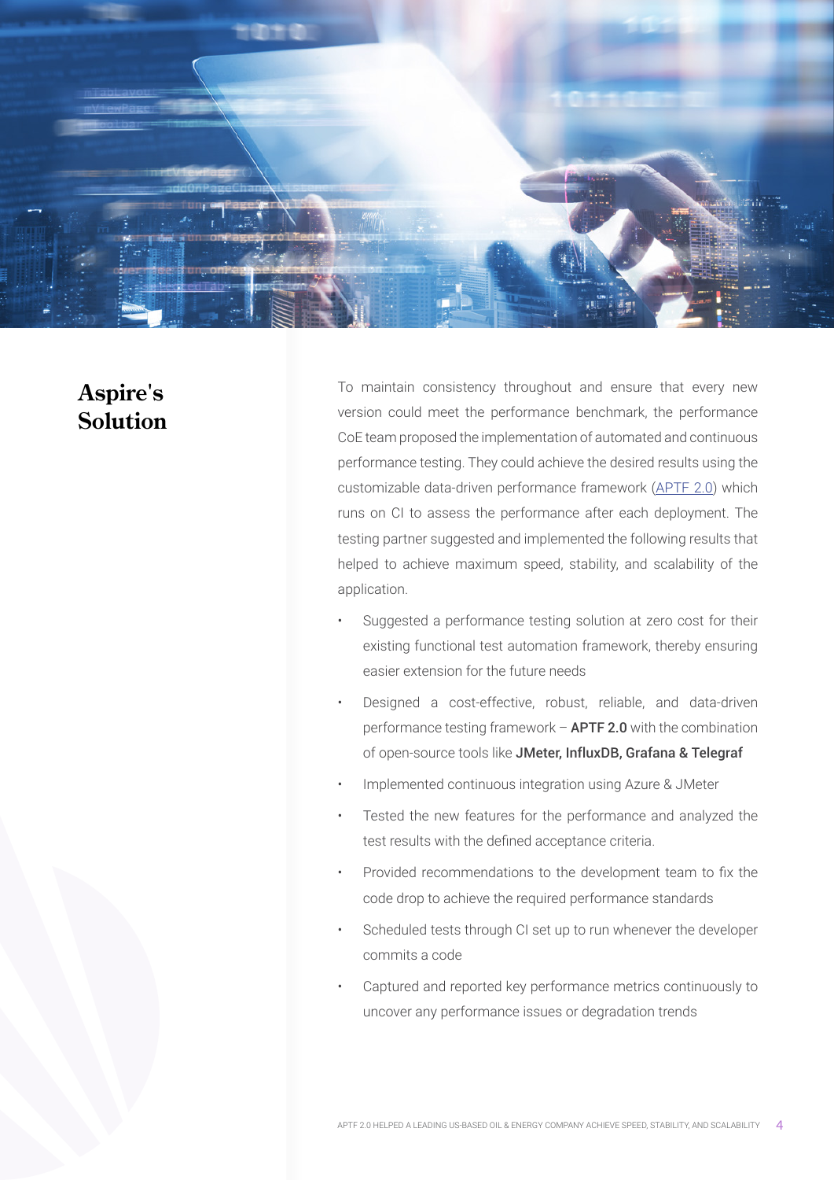## Aspire's Solution

To maintain consistency throughout and ensure that every new version could meet the performance benchmark, the performance CoE team proposed the implementation of automated and continuous performance testing. They could achieve the desired results using the customizable data-driven performance framework (APTF 2.0) which runs on CI to assess the performance after each deployment. The testing partner suggested and implemented the following results that helped to achieve maximum speed, stability, and scalability of the application.

- Suggested a performance testing solution at zero cost for their existing functional test automation framework, thereby ensuring easier extension for the future needs
- Designed a cost-effective, robust, reliable, and data-driven performance testing framework – **APTF 2.0** with the combination of open-source tools like **JMeter, InfluxDB, Grafana & Telegraf**
- Implemented continuous integration using Azure & JMeter
- Tested the new features for the performance and analyzed the test results with the defined acceptance criteria.
- Provided recommendations to the development team to fix the code drop to achieve the required performance standards
- Scheduled tests through CI set up to run whenever the developer commits a code
- Captured and reported key performance metrics continuously to uncover any performance issues or degradation trends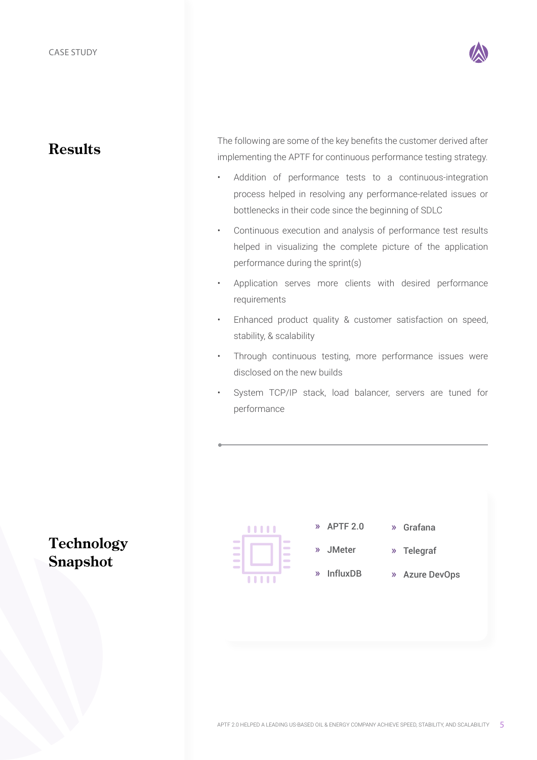## Results

The following are some of the key benefits the customer derived after implementing the APTF for continuous performance testing strategy.

- Addition of performance tests to a continuous-integration process helped in resolving any performance-related issues or bottlenecks in their code since the beginning of SDLC
- Continuous execution and analysis of performance test results helped in visualizing the complete picture of the application performance during the sprint(s)
- Application serves more clients with desired performance requirements
- Enhanced product quality & customer satisfaction on speed, stability, & scalability
- Through continuous testing, more performance issues were disclosed on the new builds
- System TCP/IP stack, load balancer, servers are tuned for performance

## Technology Snapshot

- APTF 2.0
- JMeter
- InfluxDB
- Grafana
- Telegraf
- Azure DevOps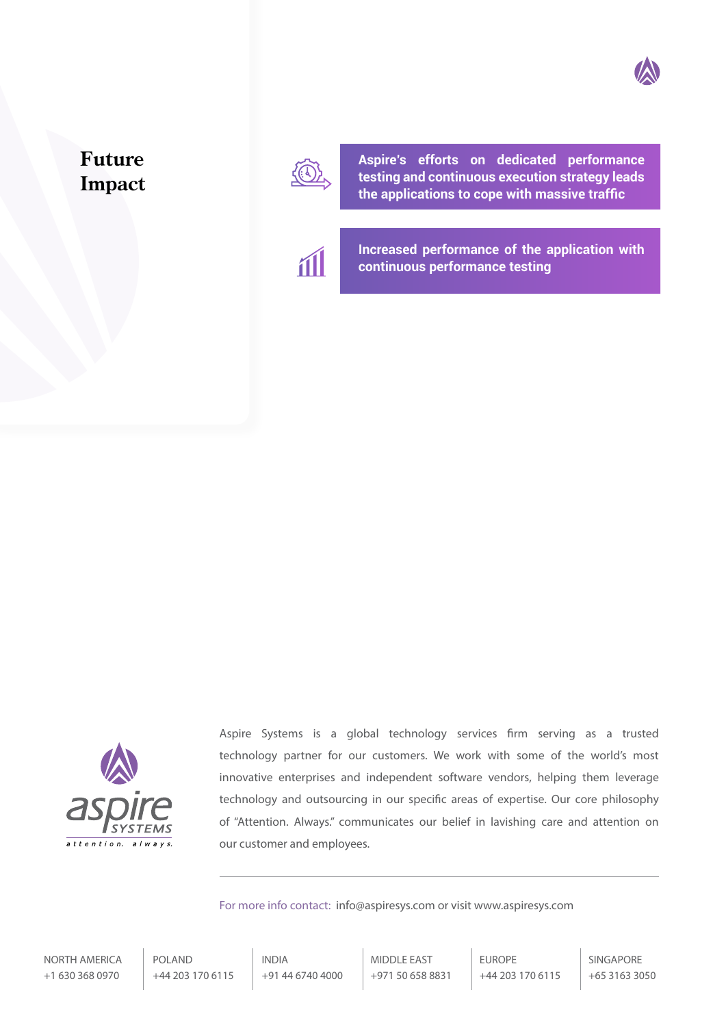## Future Impact

**Aspire's efforts on dedicated performance testing and continuous execution strategy leads the applications to cope with massive traffic**

**Increased performance of the application with continuous performance testing**

aspire SYSTEMS
attention. always.

Aspire Systems is a global technology services firm serving as a trusted technology partner for our customers. We work with some of the world's most innovative enterprises and independent software vendors, helping them leverage technology and outsourcing in our specific areas of expertise. Our core philosophy of "Attention. Always." communicates our belief in lavishing care and attention on our customer and employees.

For more info contact: info@aspiresys.com or visit www.aspiresys.com

| NORTH AMERICA | POLAND | INDIA | MIDDLE EAST | EUROPE | SINGAPORE |
|---|---|---|---|---|---|
| +1 630 368 0970 | +44 203 170 6115 | +91 44 6740 4000 | +971 50 658 8831 | +44 203 170 6115 | +65 3163 3050 |